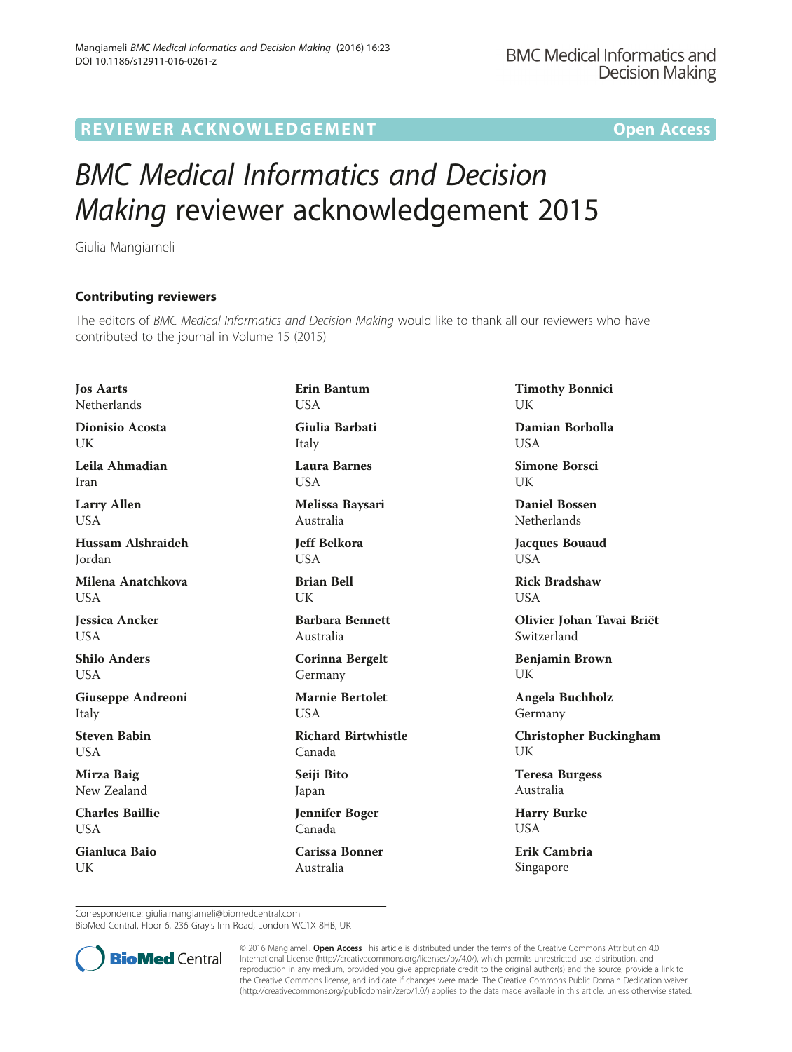REVIEWER ACKNOWLEDGEMENT Open Access

# *BMC Medical Informatics and Decision Making* reviewer acknowledgement 2015

Giulia Mangiameli

## Contributing reviewers

The editors of *BMC Medical Informatics and Decision Making* would like to thank all our reviewers who have contributed to the journal in Volume 15 (2015)

**Jos Aarts**
Netherlands

**Dionisio Acosta**
UK

**Leila Ahmadian**
Iran

**Larry Allen**
USA

**Hussam Alshraideh**
Jordan

**Milena Anatchkova**
USA

**Jessica Ancker**
USA

**Shilo Anders**
USA

**Giuseppe Andreoni**
Italy

**Steven Babin**
USA

**Mirza Baig**
New Zealand

**Charles Baillie**
USA

**Gianluca Baio**
UK

**Erin Bantum**
USA

**Giulia Barbati**
Italy

**Laura Barnes**
USA

**Melissa Baysari**
Australia

**Jeff Belkora**
USA

**Brian Bell**
UK

**Barbara Bennett**
Australia

**Corinna Bergelt**
Germany

**Marnie Bertolet**
USA

**Richard Birtwhistle**
Canada

**Seiji Bito**
Japan

**Jennifer Boger**
Canada

**Carissa Bonner**
Australia

**Timothy Bonnici**
UK

**Damian Borbolla**
USA

**Simone Borsci**
UK

**Daniel Bossen**
Netherlands

**Jacques Bouaud**
USA

**Rick Bradshaw**
USA

**Olivier Johan Tavai Briët**
Switzerland

**Benjamin Brown**
UK

**Angela Buchholz**
Germany

**Christopher Buckingham**
UK

**Teresa Burgess**
Australia

**Harry Burke**
USA

**Erik Cambria**
Singapore

Correspondence: giulia.mangiameli@biomedcentral.com
BioMed Central, Floor 6, 236 Gray's Inn Road, London WC1X 8HB, UK

© 2016 Mangiameli. **Open Access** This article is distributed under the terms of the Creative Commons Attribution 4.0 International License (http://creativecommons.org/licenses/by/4.0/), which permits unrestricted use, distribution, and reproduction in any medium, provided you give appropriate credit to the original author(s) and the source, provide a link to the Creative Commons license, and indicate if changes were made. The Creative Commons Public Domain Dedication waiver (http://creativecommons.org/publicdomain/zero/1.0/) applies to the data made available in this article, unless otherwise stated.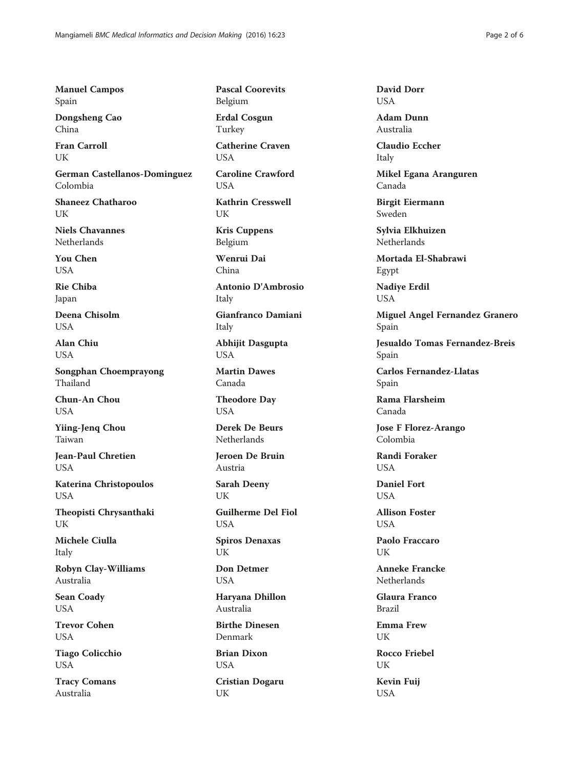**Manuel Campos**
Spain

**Dongsheng Cao**
China

**Fran Carroll**
UK

**German Castellanos-Dominguez**
Colombia

**Shaneez Chatharoo**
UK

**Niels Chavannes**
Netherlands

**You Chen**
USA

**Rie Chiba**
Japan

**Deena Chisolm**
USA

**Alan Chiu**
USA

**Songphan Choemprayong**
Thailand

**Chun-An Chou**
USA

**Yiing-Jenq Chou**
Taiwan

**Jean-Paul Chretien**
USA

**Katerina Christopoulos**
USA

**Theopisti Chrysanthaki**
UK

**Michele Ciulla**
Italy

**Robyn Clay-Williams**
Australia

**Sean Coady**
USA

**Trevor Cohen**
USA

**Tiago Colicchio**
USA

**Tracy Comans**
Australia

**Pascal Coorevits**
Belgium

**Erdal Cosgun**
Turkey

**Catherine Craven**
USA

**Caroline Crawford**
USA

**Kathrin Cresswell**
UK

**Kris Cuppens**
Belgium

**Wenrui Dai**
China

**Antonio D'Ambrosio**
Italy

**Gianfranco Damiani**
Italy

**Abhijit Dasgupta**
USA

**Martin Dawes**
Canada

**Theodore Day**
USA

**Derek De Beurs**
Netherlands

**Jeroen De Bruin**
Austria

**Sarah Deeny**
UK

**Guilherme Del Fiol**
USA

**Spiros Denaxas**
UK

**Don Detmer**
USA

**Haryana Dhillon**
Australia

**Birthe Dinesen**
Denmark

**Brian Dixon**
USA

**Cristian Dogaru**
UK

**David Dorr**
USA

**Adam Dunn**
Australia

**Claudio Eccher**
Italy

**Mikel Egana Aranguren**
Canada

**Birgit Eiermann**
Sweden

**Sylvia Elkhuizen**
Netherlands

**Mortada El-Shabrawi**
Egypt

**Nadiye Erdil**
USA

**Miguel Angel Fernandez Granero**
Spain

**Jesualdo Tomas Fernandez-Breis**
Spain

**Carlos Fernandez-Llatas**
Spain

**Rama Flarsheim**
Canada

**Jose F Florez-Arango**
Colombia

**Randi Foraker**
USA

**Daniel Fort**
USA

**Allison Foster**
USA

**Paolo Fraccaro**
UK

**Anneke Francke**
Netherlands

**Glaura Franco**
Brazil

**Emma Frew**
UK

**Rocco Friebel**
UK

**Kevin Fuij**
USA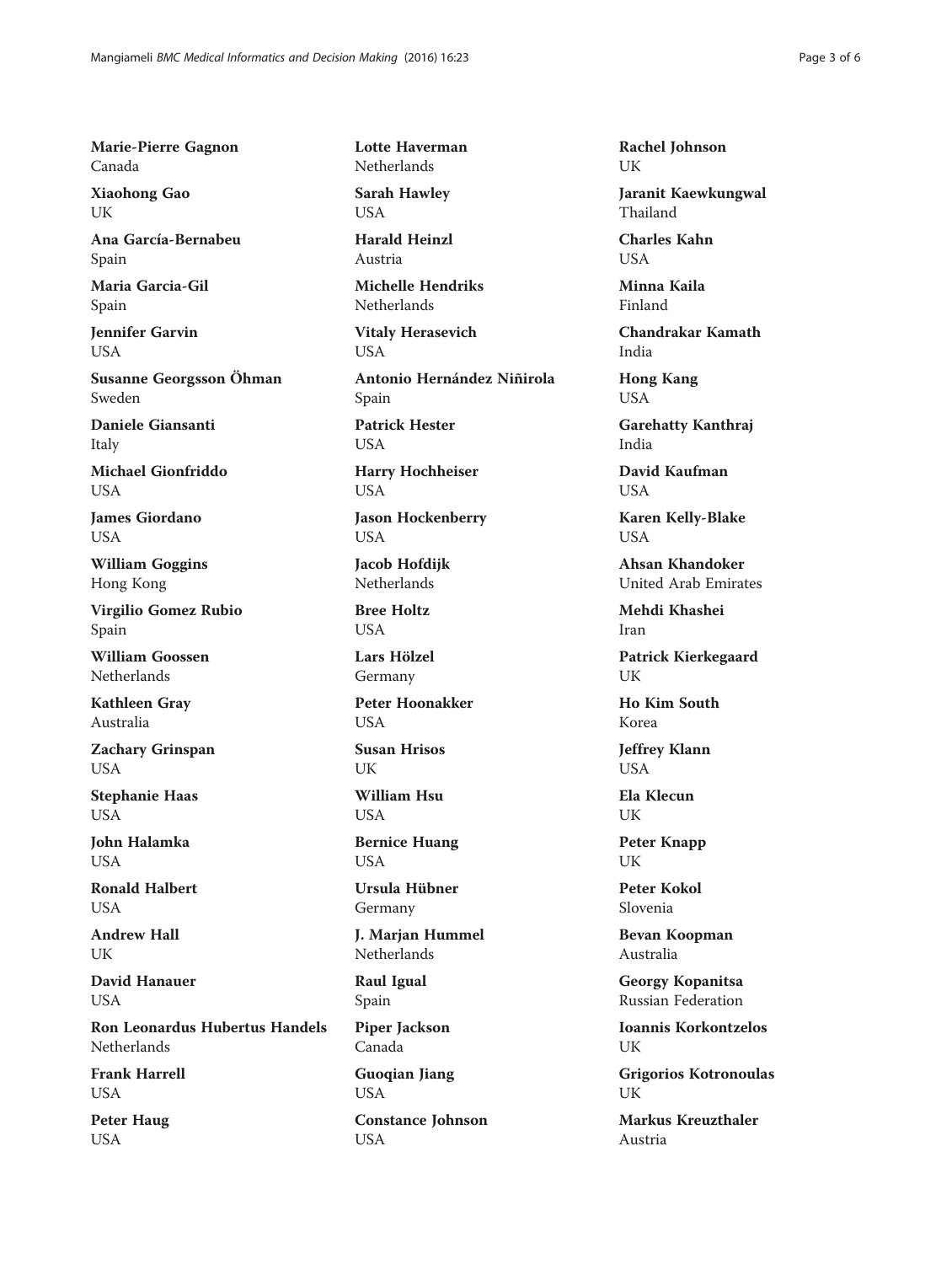**Marie-Pierre Gagnon**
Canada

**Xiaohong Gao**
UK

**Ana García-Bernabeu**
Spain

**Maria Garcia-Gil**
Spain

**Jennifer Garvin**
USA

**Susanne Georgsson Öhman**
Sweden

**Daniele Giansanti**
Italy

**Michael Gionfriddo**
USA

**James Giordano**
USA

**William Goggins**
Hong Kong

**Virgilio Gomez Rubio**
Spain

**William Goossen**
Netherlands

**Kathleen Gray**
Australia

**Zachary Grinspan**
USA

**Stephanie Haas**
USA

**John Halamka**
USA

**Ronald Halbert**
USA

**Andrew Hall**
UK

**David Hanauer**
USA

**Ron Leonardus Hubertus Handels**
Netherlands

**Frank Harrell**
USA

**Peter Haug**
USA

**Lotte Haverman**
Netherlands

**Sarah Hawley**
USA

**Harald Heinzl**
Austria

**Michelle Hendriks**
Netherlands

**Vitaly Herasevich**
USA

**Antonio Hernández Niñirola**
Spain

**Patrick Hester**
USA

**Harry Hochheiser**
USA

**Jason Hockenberry**
USA

**Jacob Hofdijk**
Netherlands

**Bree Holtz**
USA

**Lars Hölzel**
Germany

**Peter Hoonakker**
USA

**Susan Hrisos**
UK

**William Hsu**
USA

**Bernice Huang**
USA

**Ursula Hübner**
Germany

**J. Marjan Hummel**
Netherlands

**Raul Igual**
Spain

**Piper Jackson**
Canada

**Guoqian Jiang**
USA

**Constance Johnson**
USA

**Rachel Johnson**
UK

**Jaranit Kaewkungwal**
Thailand

**Charles Kahn**
USA

**Minna Kaila**
Finland

**Chandrakar Kamath**
India

**Hong Kang**
USA

**Garehatty Kanthraj**
India

**David Kaufman**
USA

**Karen Kelly-Blake**
USA

**Ahsan Khandoker**
United Arab Emirates

**Mehdi Khashei**
Iran

**Patrick Kierkegaard**
UK

**Ho Kim South**
Korea

**Jeffrey Klann**
USA

**Ela Klecun**
UK

**Peter Knapp**
UK

**Peter Kokol**
Slovenia

**Bevan Koopman**
Australia

**Georgy Kopanitsa**
Russian Federation

**Ioannis Korkontzelos**
UK

**Grigorios Kotronoulas**
UK

**Markus Kreuzthaler**
Austria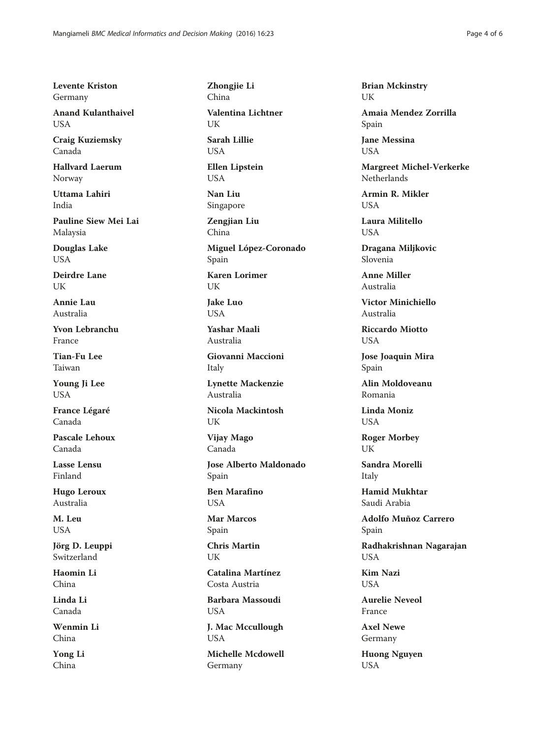**Levente Kriston**
Germany

**Anand Kulanthaivel**
USA

**Craig Kuziemsky**
Canada

**Hallvard Laerum**
Norway

**Uttama Lahiri**
India

**Pauline Siew Mei Lai**
Malaysia

**Douglas Lake**
USA

**Deirdre Lane**
UK

**Annie Lau**
Australia

**Yvon Lebranchu**
France

**Tian-Fu Lee**
Taiwan

**Young Ji Lee**
USA

**France Légaré**
Canada

**Pascale Lehoux**
Canada

**Lasse Lensu**
Finland

**Hugo Leroux**
Australia

**M. Leu**
USA

**Jörg D. Leuppi**
Switzerland

**Haomin Li**
China

**Linda Li**
Canada

**Wenmin Li**
China

**Yong Li**
China

**Zhongjie Li**
China

**Valentina Lichtner**
UK

**Sarah Lillie**
USA

**Ellen Lipstein**
USA

**Nan Liu**
Singapore

**Zengjian Liu**
China

**Miguel López-Coronado**
Spain

**Karen Lorimer**
UK

**Jake Luo**
USA

**Yashar Maali**
Australia

**Giovanni Maccioni**
Italy

**Lynette Mackenzie**
Australia

**Nicola Mackintosh**
UK

**Vijay Mago**
Canada

**Jose Alberto Maldonado**
Spain

**Ben Marafino**
USA

**Mar Marcos**
Spain

**Chris Martin**
UK

**Catalina Martínez**
Costa Austria

**Barbara Massoudi**
USA

**J. Mac Mccullough**
USA

**Michelle Mcdowell**
Germany

**Brian Mckinstry**
UK

**Amaia Mendez Zorrilla**
Spain

**Jane Messina**
USA

**Margreet Michel-Verkerke**
Netherlands

**Armin R. Mikler**
USA

**Laura Militello**
USA

**Dragana Miljkovic**
Slovenia

**Anne Miller**
Australia

**Victor Minichiello**
Australia

**Riccardo Miotto**
USA

**Jose Joaquin Mira**
Spain

**Alin Moldoveanu**
Romania

**Linda Moniz**
USA

**Roger Morbey**
UK

**Sandra Morelli**
Italy

**Hamid Mukhtar**
Saudi Arabia

**Adolfo Muñoz Carrero**
Spain

**Radhakrishnan Nagarajan**
USA

**Kim Nazi**
USA

**Aurelie Neveol**
France

**Axel Newe**
Germany

**Huong Nguyen**
USA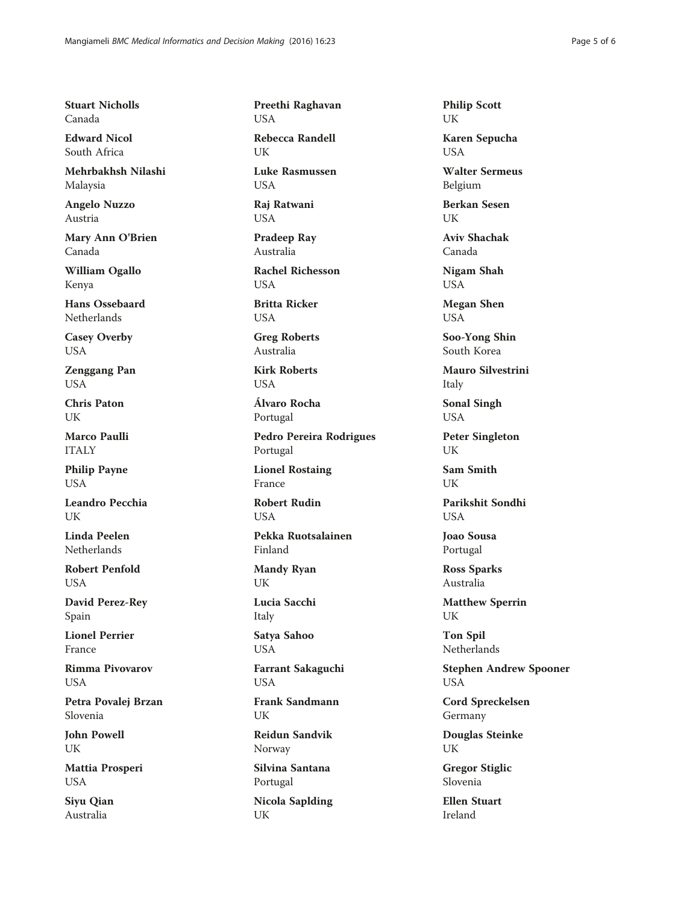**Stuart Nicholls**
Canada

**Edward Nicol**
South Africa

**Mehrbakhsh Nilashi**
Malaysia

**Angelo Nuzzo**
Austria

**Mary Ann O'Brien**
Canada

**William Ogallo**
Kenya

**Hans Ossebaard**
Netherlands

**Casey Overby**
USA

**Zenggang Pan**
USA

**Chris Paton**
UK

**Marco Paulli**
ITALY

**Philip Payne**
USA

**Leandro Pecchia**
UK

**Linda Peelen**
Netherlands

**Robert Penfold**
USA

**David Perez-Rey**
Spain

**Lionel Perrier**
France

**Rimma Pivovarov**
USA

**Petra Povalej Brzan**
Slovenia

**John Powell**
UK

**Mattia Prosperi**
USA

**Siyu Qian**
Australia

**Preethi Raghavan**
USA

**Rebecca Randell**
UK

**Luke Rasmussen**
USA

**Raj Ratwani**
USA

**Pradeep Ray**
Australia

**Rachel Richesson**
USA

**Britta Ricker**
USA

**Greg Roberts**
Australia

**Kirk Roberts**
USA

**Álvaro Rocha**
Portugal

**Pedro Pereira Rodrigues**
Portugal

**Lionel Rostaing**
France

**Robert Rudin**
USA

**Pekka Ruotsalainen**
Finland

**Mandy Ryan**
UK

**Lucia Sacchi**
Italy

**Satya Sahoo**
USA

**Farrant Sakaguchi**
USA

**Frank Sandmann**
UK

**Reidun Sandvik**
Norway

**Silvina Santana**
Portugal

**Nicola Saplding**
UK

**Philip Scott**
UK

**Karen Sepucha**
USA

**Walter Sermeus**
Belgium

**Berkan Sesen**
UK

**Aviv Shachak**
Canada

**Nigam Shah**
USA

**Megan Shen**
USA

**Soo-Yong Shin**
South Korea

**Mauro Silvestrini**
Italy

**Sonal Singh**
USA

**Peter Singleton**
UK

**Sam Smith**
UK

**Parikshit Sondhi**
USA

**Joao Sousa**
Portugal

**Ross Sparks**
Australia

**Matthew Sperrin**
UK

**Ton Spil**
Netherlands

**Stephen Andrew Spooner**
USA

**Cord Spreckelsen**
Germany

**Douglas Steinke**
UK

**Gregor Stiglic**
Slovenia

**Ellen Stuart**
Ireland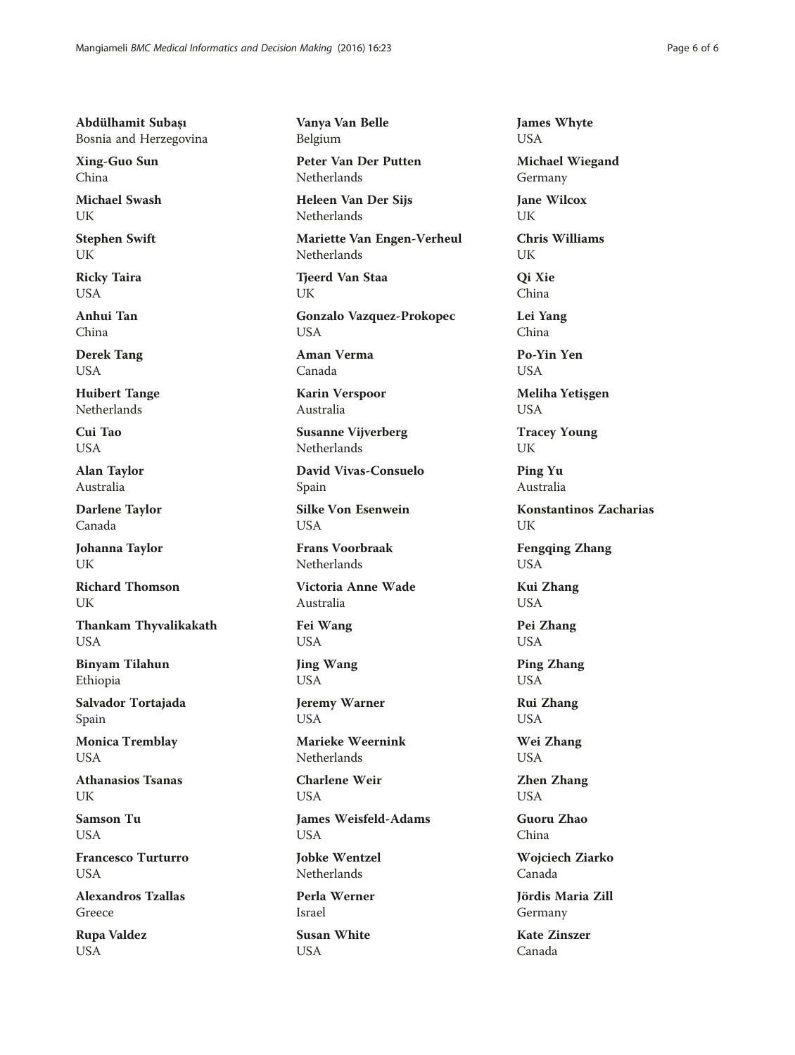**Abdülhamit Subaşı**
Bosnia and Herzegovina

**Xing-Guo Sun**
China

**Michael Swash**
UK

**Stephen Swift**
UK

**Ricky Taira**
USA

**Anhui Tan**
China

**Derek Tang**
USA

**Huibert Tange**
Netherlands

**Cui Tao**
USA

**Alan Taylor**
Australia

**Darlene Taylor**
Canada

**Johanna Taylor**
UK

**Richard Thomson**
UK

**Thankam Thyvalikakath**
USA

**Binyam Tilahun**
Ethiopia

**Salvador Tortajada**
Spain

**Monica Tremblay**
USA

**Athanasios Tsanas**
UK

**Samson Tu**
USA

**Francesco Turturro**
USA

**Alexandros Tzallas**
Greece

**Rupa Valdez**
USA

**Vanya Van Belle**
Belgium

**Peter Van Der Putten**
Netherlands

**Heleen Van Der Sijs**
Netherlands

**Mariette Van Engen-Verheul**
Netherlands

**Tjeerd Van Staa**
UK

**Gonzalo Vazquez-Prokopec**
USA

**Aman Verma**
Canada

**Karin Verspoor**
Australia

**Susanne Vijverberg**
Netherlands

**David Vivas-Consuelo**
Spain

**Silke Von Esenwein**
USA

**Frans Voorbraak**
Netherlands

**Victoria Anne Wade**
Australia

**Fei Wang**
USA

**Jing Wang**
USA

**Jeremy Warner**
USA

**Marieke Weernink**
Netherlands

**Charlene Weir**
USA

**James Weisfeld-Adams**
USA

**Jobke Wentzel**
Netherlands

**Perla Werner**
Israel

**Susan White**
USA

**James Whyte**
USA

**Michael Wiegand**
Germany

**Jane Wilcox**
UK

**Chris Williams**
UK

**Qi Xie**
China

**Lei Yang**
China

**Po-Yin Yen**
USA

**Meliha Yetişgen**
USA

**Tracey Young**
UK

**Ping Yu**
Australia

**Konstantinos Zacharias**
UK

**Fengqing Zhang**
USA

**Kui Zhang**
USA

**Pei Zhang**
USA

**Ping Zhang**
USA

**Rui Zhang**
USA

**Wei Zhang**
USA

**Zhen Zhang**
USA

**Guoru Zhao**
China

**Wojciech Ziarko**
Canada

**Jördis Maria Zill**
Germany

**Kate Zinszer**
Canada